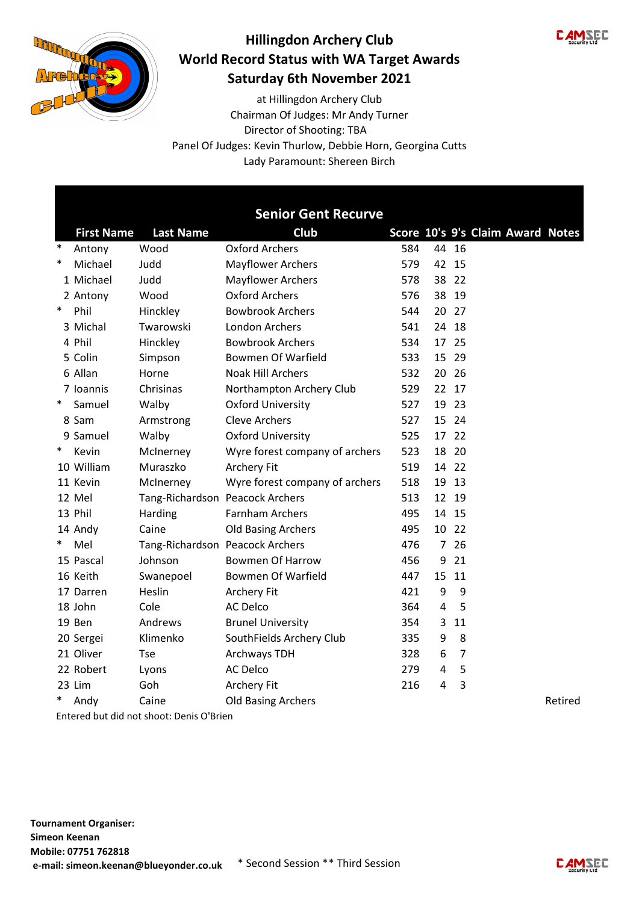# Hillingdon Archery Club

## World Record Status with WA Target Awards

## Saturday 6th November 2021

at Hillingdon Archery Club

Chairman Of Judges: Mr Andy Turner

Director of Shooting: TBA

Panel Of Judges: Kevin Thurlow, Debbie Horn, Georgina Cutts

Lady Paramount: Shereen Birch

### Senior Gent Recurve

| | First Name | Last Name | Club | Score | 10's | 9's | Claim | Award | Notes |
|---|---|---|---|---|---|---|---|---|---|
| * | Antony | Wood | Oxford Archers | 584 | 44 | 16 | | | |
| * | Michael | Judd | Mayflower Archers | 579 | 42 | 15 | | | |
| 1 | Michael | Judd | Mayflower Archers | 578 | 38 | 22 | | | |
| 2 | Antony | Wood | Oxford Archers | 576 | 38 | 19 | | | |
| * | Phil | Hinckley | Bowbrook Archers | 544 | 20 | 27 | | | |
| 3 | Michal | Twarowski | London Archers | 541 | 24 | 18 | | | |
| 4 | Phil | Hinckley | Bowbrook Archers | 534 | 17 | 25 | | | |
| 5 | Colin | Simpson | Bowmen Of Warfield | 533 | 15 | 29 | | | |
| 6 | Allan | Horne | Noak Hill Archers | 532 | 20 | 26 | | | |
| 7 | Ioannis | Chrisinas | Northampton Archery Club | 529 | 22 | 17 | | | |
| * | Samuel | Walby | Oxford University | 527 | 19 | 23 | | | |
| 8 | Sam | Armstrong | Cleve Archers | 527 | 15 | 24 | | | |
| 9 | Samuel | Walby | Oxford University | 525 | 17 | 22 | | | |
| * | Kevin | McInerney | Wyre forest company of archers | 523 | 18 | 20 | | | |
| 10 | William | Muraszko | Archery Fit | 519 | 14 | 22 | | | |
| 11 | Kevin | McInerney | Wyre forest company of archers | 518 | 19 | 13 | | | |
| 12 | Mel | Tang-Richardson | Peacock Archers | 513 | 12 | 19 | | | |
| 13 | Phil | Harding | Farnham Archers | 495 | 14 | 15 | | | |
| 14 | Andy | Caine | Old Basing Archers | 495 | 10 | 22 | | | |
| * | Mel | Tang-Richardson | Peacock Archers | 476 | 7 | 26 | | | |
| 15 | Pascal | Johnson | Bowmen Of Harrow | 456 | 9 | 21 | | | |
| 16 | Keith | Swanepoel | Bowmen Of Warfield | 447 | 15 | 11 | | | |
| 17 | Darren | Heslin | Archery Fit | 421 | 9 | 9 | | | |
| 18 | John | Cole | AC Delco | 364 | 4 | 5 | | | |
| 19 | Ben | Andrews | Brunel University | 354 | 3 | 11 | | | |
| 20 | Sergei | Klimenko | SouthFields Archery Club | 335 | 9 | 8 | | | |
| 21 | Oliver | Tse | Archways TDH | 328 | 6 | 7 | | | |
| 22 | Robert | Lyons | AC Delco | 279 | 4 | 5 | | | |
| 23 | Lim | Goh | Archery Fit | 216 | 4 | 3 | | | |
| * | Andy | Caine | Old Basing Archers | | | | | | Retired |

Entered but did not shoot: Denis O'Brien

**Tournament Organiser:**
**Simeon Keenan**
**Mobile: 07751 762818**
**e-mail: simeon.keenan@blueyonder.co.uk**

\* Second Session ** Third Session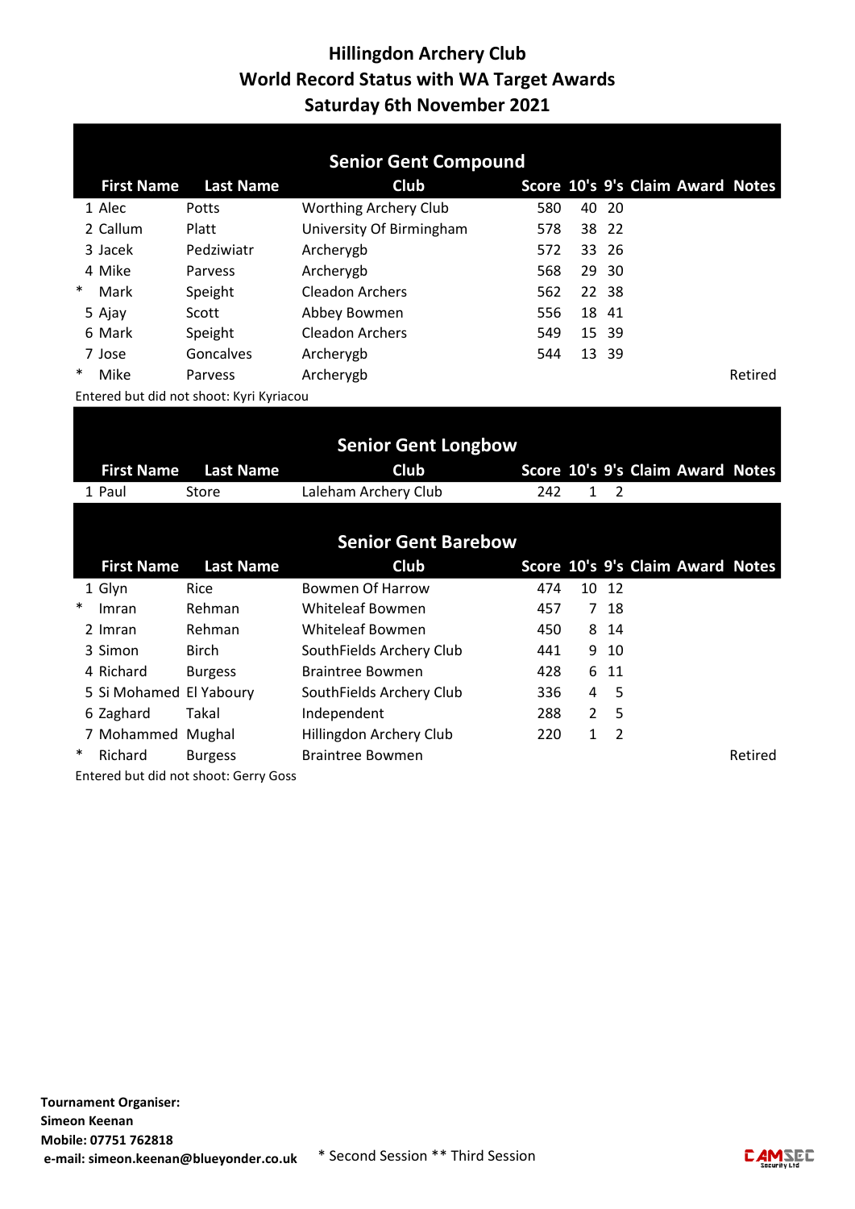# Hillingdon Archery Club
## World Record Status with WA Target Awards
## Saturday 6th November 2021

### Senior Gent Compound

| | First Name | Last Name | Club | Score | 10's | 9's | Claim | Award | Notes |
|---|---|---|---|---|---|---|---|---|---|
| 1 | Alec | Potts | Worthing Archery Club | 580 | 40 | 20 | | | |
| 2 | Callum | Platt | University Of Birmingham | 578 | 38 | 22 | | | |
| 3 | Jacek | Pedziwiatr | Archerygb | 572 | 33 | 26 | | | |
| 4 | Mike | Parvess | Archerygb | 568 | 29 | 30 | | | |
| * | Mark | Speight | Cleadon Archers | 562 | 22 | 38 | | | |
| 5 | Ajay | Scott | Abbey Bowmen | 556 | 18 | 41 | | | |
| 6 | Mark | Speight | Cleadon Archers | 549 | 15 | 39 | | | |
| 7 | Jose | Goncalves | Archerygb | 544 | 13 | 39 | | | |
| * | Mike | Parvess | Archerygb | | | | | | Retired |

Entered but did not shoot: Kyri Kyriacou

### Senior Gent Longbow

| | First Name | Last Name | Club | Score | 10's | 9's | Claim | Award | Notes |
|---|---|---|---|---|---|---|---|---|---|
| 1 | Paul | Store | Laleham Archery Club | 242 | 1 | 2 | | | |

### Senior Gent Barebow

| | First Name | Last Name | Club | Score | 10's | 9's | Claim | Award | Notes |
|---|---|---|---|---|---|---|---|---|---|
| 1 | Glyn | Rice | Bowmen Of Harrow | 474 | 10 | 12 | | | |
| * | Imran | Rehman | Whiteleaf Bowmen | 457 | 7 | 18 | | | |
| 2 | Imran | Rehman | Whiteleaf Bowmen | 450 | 8 | 14 | | | |
| 3 | Simon | Birch | SouthFields Archery Club | 441 | 9 | 10 | | | |
| 4 | Richard | Burgess | Braintree Bowmen | 428 | 6 | 11 | | | |
| 5 | Si Mohamed | El Yaboury | SouthFields Archery Club | 336 | 4 | 5 | | | |
| 6 | Zaghard | Takal | Independent | 288 | 2 | 5 | | | |
| 7 | Mohammed | Mughal | Hillingdon Archery Club | 220 | 1 | 2 | | | |
| * | Richard | Burgess | Braintree Bowmen | | | | | | Retired |

Entered but did not shoot: Gerry Goss

**Tournament Organiser:**
**Simeon Keenan**
**Mobile: 07751 762818**
**e-mail: simeon.keenan@blueyonder.co.uk**

\* Second Session ** Third Session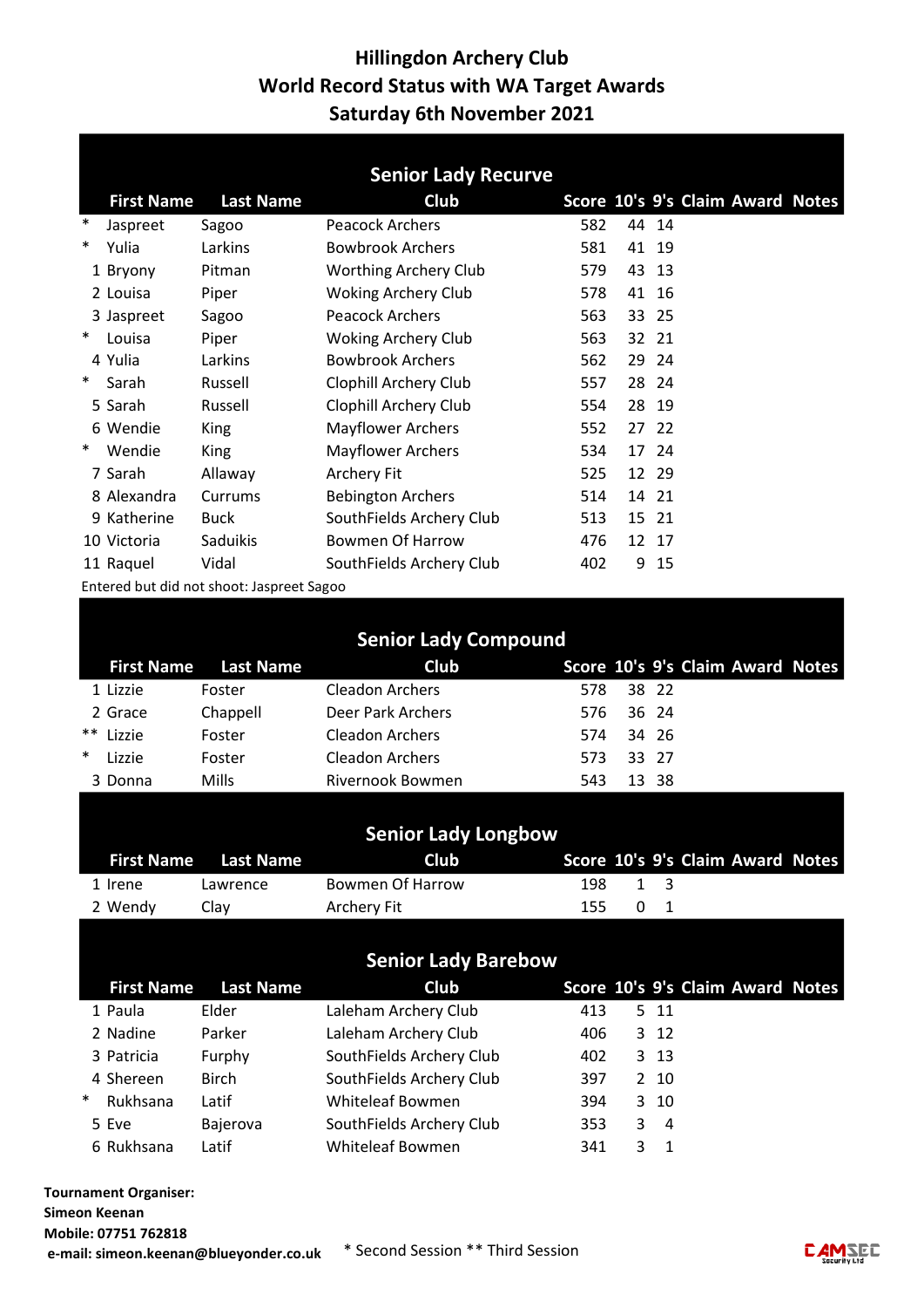# Hillingdon Archery Club
## World Record Status with WA Target Awards
## Saturday 6th November 2021

### Senior Lady Recurve

| | First Name | Last Name | Club | Score | 10's | 9's | Claim | Award | Notes |
|---|---|---|---|---|---|---|---|---|---|
| * | Jaspreet | Sagoo | Peacock Archers | 582 | 44 | 14 | | | |
| * | Yulia | Larkins | Bowbrook Archers | 581 | 41 | 19 | | | |
| 1 | Bryony | Pitman | Worthing Archery Club | 579 | 43 | 13 | | | |
| 2 | Louisa | Piper | Woking Archery Club | 578 | 41 | 16 | | | |
| 3 | Jaspreet | Sagoo | Peacock Archers | 563 | 33 | 25 | | | |
| * | Louisa | Piper | Woking Archery Club | 563 | 32 | 21 | | | |
| 4 | Yulia | Larkins | Bowbrook Archers | 562 | 29 | 24 | | | |
| * | Sarah | Russell | Clophill Archery Club | 557 | 28 | 24 | | | |
| 5 | Sarah | Russell | Clophill Archery Club | 554 | 28 | 19 | | | |
| 6 | Wendie | King | Mayflower Archers | 552 | 27 | 22 | | | |
| * | Wendie | King | Mayflower Archers | 534 | 17 | 24 | | | |
| 7 | Sarah | Allaway | Archery Fit | 525 | 12 | 29 | | | |
| 8 | Alexandra | Currums | Bebington Archers | 514 | 14 | 21 | | | |
| 9 | Katherine | Buck | SouthFields Archery Club | 513 | 15 | 21 | | | |
| 10 | Victoria | Saduikis | Bowmen Of Harrow | 476 | 12 | 17 | | | |
| 11 | Raquel | Vidal | SouthFields Archery Club | 402 | 9 | 15 | | | |

Entered but did not shoot: Jaspreet Sagoo

### Senior Lady Compound

| | First Name | Last Name | Club | Score | 10's | 9's | Claim | Award | Notes |
|---|---|---|---|---|---|---|---|---|---|
| 1 | Lizzie | Foster | Cleadon Archers | 578 | 38 | 22 | | | |
| 2 | Grace | Chappell | Deer Park Archers | 576 | 36 | 24 | | | |
| ** | Lizzie | Foster | Cleadon Archers | 574 | 34 | 26 | | | |
| * | Lizzie | Foster | Cleadon Archers | 573 | 33 | 27 | | | |
| 3 | Donna | Mills | Rivernook Bowmen | 543 | 13 | 38 | | | |

### Senior Lady Longbow

| | First Name | Last Name | Club | Score | 10's | 9's | Claim | Award | Notes |
|---|---|---|---|---|---|---|---|---|---|
| 1 | Irene | Lawrence | Bowmen Of Harrow | 198 | 1 | 3 | | | |
| 2 | Wendy | Clay | Archery Fit | 155 | 0 | 1 | | | |

### Senior Lady Barebow

| | First Name | Last Name | Club | Score | 10's | 9's | Claim | Award | Notes |
|---|---|---|---|---|---|---|---|---|---|
| 1 | Paula | Elder | Laleham Archery Club | 413 | 5 | 11 | | | |
| 2 | Nadine | Parker | Laleham Archery Club | 406 | 3 | 12 | | | |
| 3 | Patricia | Furphy | SouthFields Archery Club | 402 | 3 | 13 | | | |
| 4 | Shereen | Birch | SouthFields Archery Club | 397 | 2 | 10 | | | |
| * | Rukhsana | Latif | Whiteleaf Bowmen | 394 | 3 | 10 | | | |
| 5 | Eve | Bajerova | SouthFields Archery Club | 353 | 3 | 4 | | | |
| 6 | Rukhsana | Latif | Whiteleaf Bowmen | 341 | 3 | 1 | | | |

**Tournament Organiser:**
**Simeon Keenan**
**Mobile: 07751 762818**
**e-mail: simeon.keenan@blueyonder.co.uk**

* Second Session ** Third Session

CAMSEC Security Ltd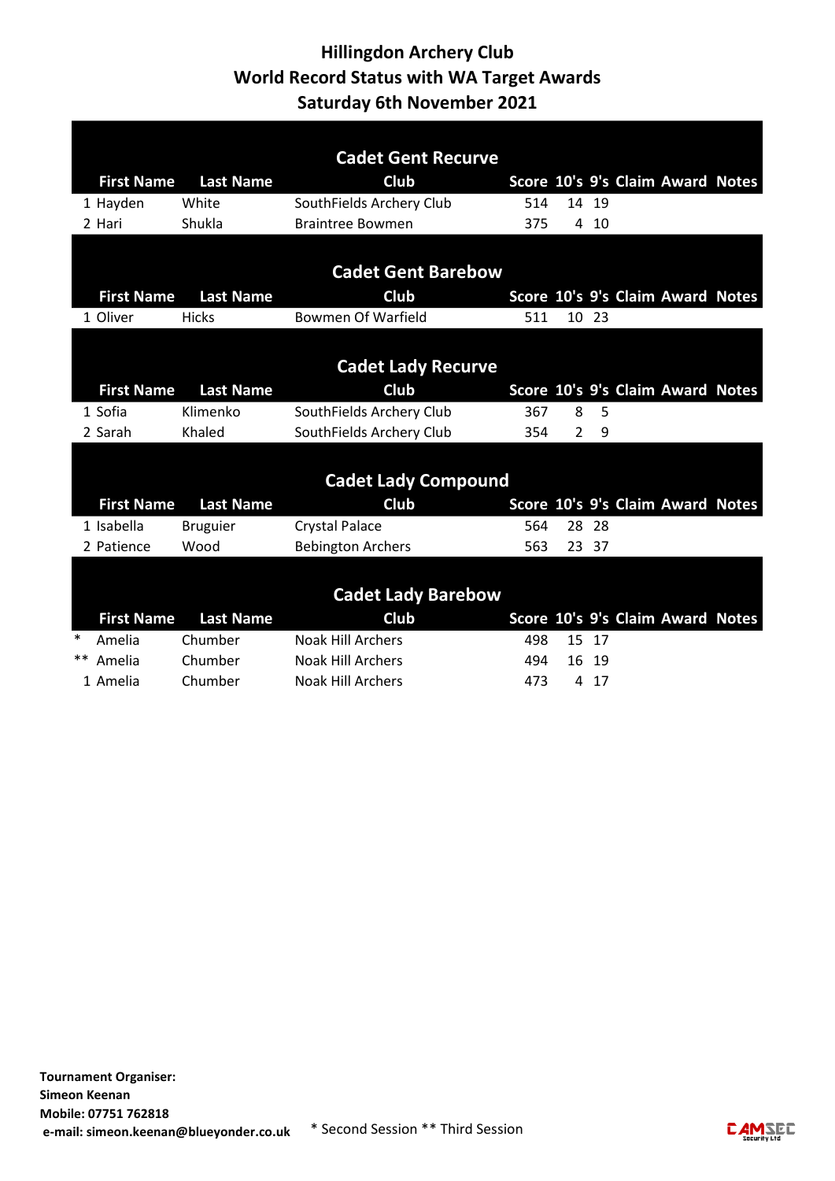# Hillingdon Archery Club
## World Record Status with WA Target Awards
## Saturday 6th November 2021

### Cadet Gent Recurve

| | First Name | Last Name | Club | Score | 10's | 9's | Claim | Award | Notes |
|---|---|---|---|---|---|---|---|---|---|
| 1 | Hayden | White | SouthFields Archery Club | 514 | 14 | 19 | | | |
| 2 | Hari | Shukla | Braintree Bowmen | 375 | 4 | 10 | | | |

### Cadet Gent Barebow

| | First Name | Last Name | Club | Score | 10's | 9's | Claim | Award | Notes |
|---|---|---|---|---|---|---|---|---|---|
| 1 | Oliver | Hicks | Bowmen Of Warfield | 511 | 10 | 23 | | | |

### Cadet Lady Recurve

| | First Name | Last Name | Club | Score | 10's | 9's | Claim | Award | Notes |
|---|---|---|---|---|---|---|---|---|---|
| 1 | Sofia | Klimenko | SouthFields Archery Club | 367 | 8 | 5 | | | |
| 2 | Sarah | Khaled | SouthFields Archery Club | 354 | 2 | 9 | | | |

### Cadet Lady Compound

| | First Name | Last Name | Club | Score | 10's | 9's | Claim | Award | Notes |
|---|---|---|---|---|---|---|---|---|---|
| 1 | Isabella | Bruguier | Crystal Palace | 564 | 28 | 28 | | | |
| 2 | Patience | Wood | Bebington Archers | 563 | 23 | 37 | | | |

### Cadet Lady Barebow

| | First Name | Last Name | Club | Score | 10's | 9's | Claim | Award | Notes |
|---|---|---|---|---|---|---|---|---|---|
| * | Amelia | Chumber | Noak Hill Archers | 498 | 15 | 17 | | | |
| ** | Amelia | Chumber | Noak Hill Archers | 494 | 16 | 19 | | | |
| 1 | Amelia | Chumber | Noak Hill Archers | 473 | 4 | 17 | | | |

**Tournament Organiser:**
**Simeon Keenan**
**Mobile: 07751 762818**
**e-mail: simeon.keenan@blueyonder.co.uk**

* Second Session ** Third Session